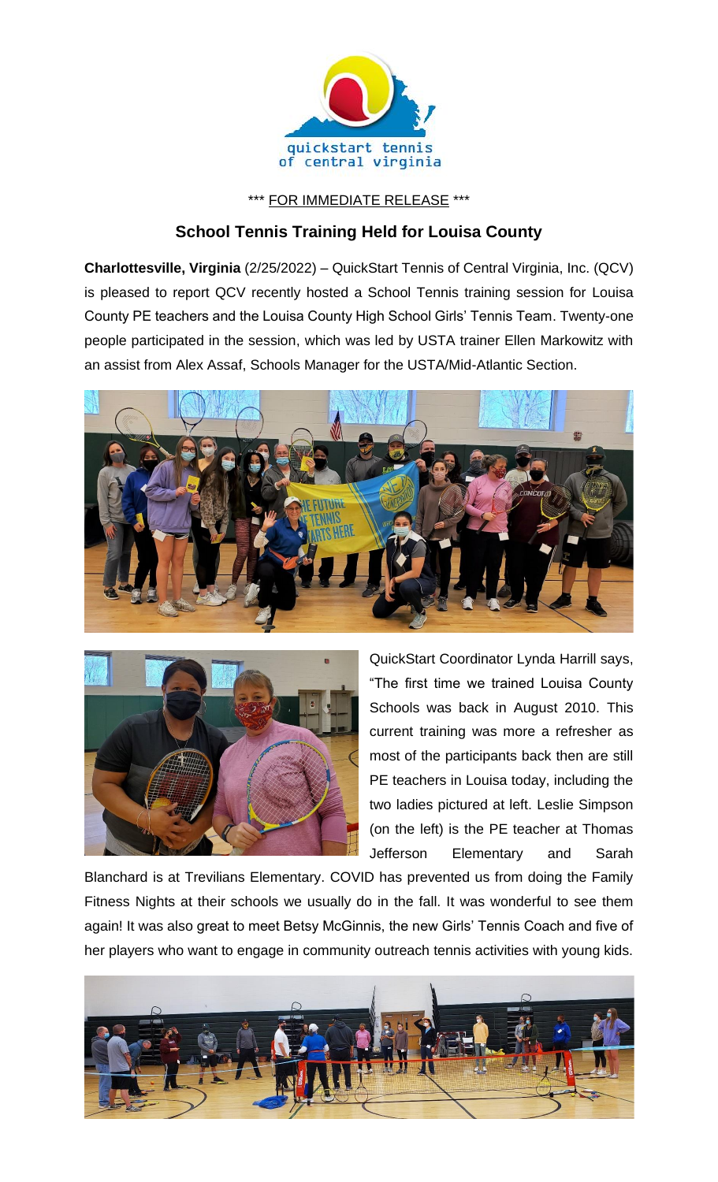\*\*\* FOR IMMEDIATE RELEASE \*\*\*

## School Tennis Training Held for Louisa County

**Charlottesville, Virginia** (2/25/2022) – QuickStart Tennis of Central Virginia, Inc. (QCV) is pleased to report QCV recently hosted a School Tennis training session for Louisa County PE teachers and the Louisa County High School Girls' Tennis Team. Twenty-one people participated in the session, which was led by USTA trainer Ellen Markowitz with an assist from Alex Assaf, Schools Manager for the USTA/Mid-Atlantic Section.

QuickStart Coordinator Lynda Harrill says, "The first time we trained Louisa County Schools was back in August 2010. This current training was more a refresher as most of the participants back then are still PE teachers in Louisa today, including the two ladies pictured at left. Leslie Simpson (on the left) is the PE teacher at Thomas Jefferson Elementary and Sarah Blanchard is at Trevilians Elementary. COVID has prevented us from doing the Family Fitness Nights at their schools we usually do in the fall. It was wonderful to see them again! It was also great to meet Betsy McGinnis, the new Girls' Tennis Coach and five of her players who want to engage in community outreach tennis activities with young kids.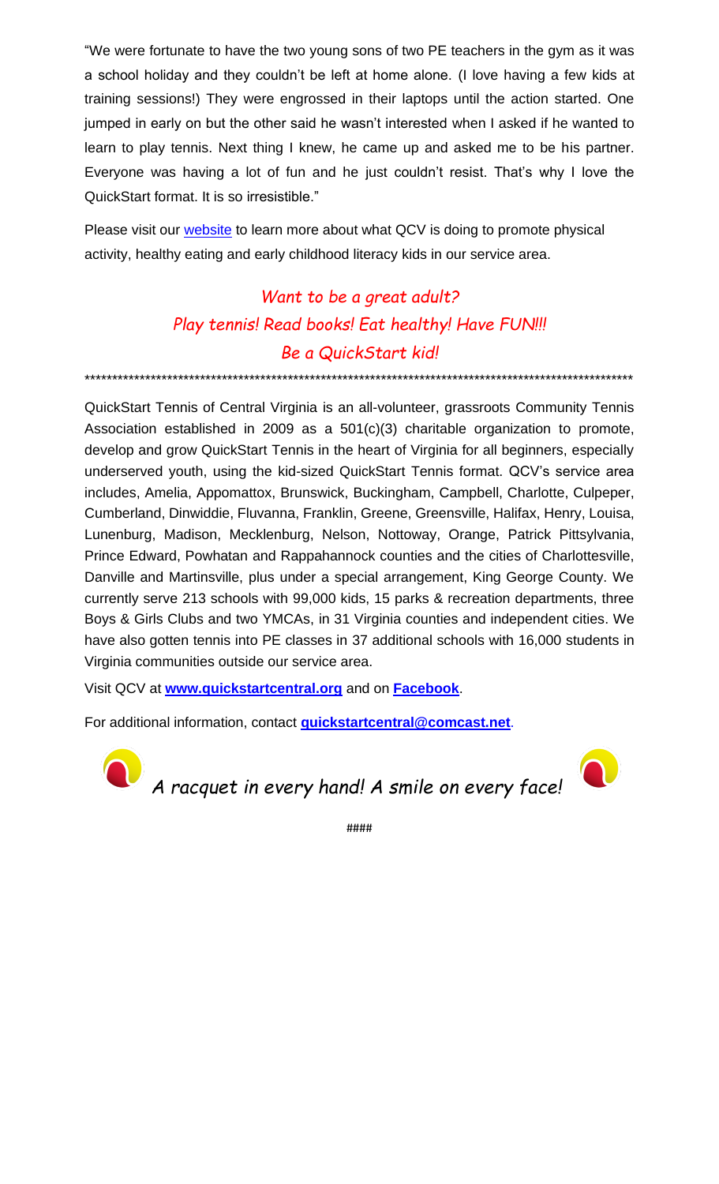"We were fortunate to have the two young sons of two PE teachers in the gym as it was a school holiday and they couldn't be left at home alone. (I love having a few kids at training sessions!) They were engrossed in their laptops until the action started. One jumped in early on but the other said he wasn't interested when I asked if he wanted to learn to play tennis. Next thing I knew, he came up and asked me to be his partner. Everyone was having a lot of fun and he just couldn't resist. That's why I love the QuickStart format. It is so irresistible."

Please visit our website to learn more about what QCV is doing to promote physical activity, healthy eating and early childhood literacy kids in our service area.

*Want to be a great adult?*
*Play tennis! Read books! Eat healthy! Have FUN!!!*
*Be a QuickStart kid!*

****************************************************************************************************

QuickStart Tennis of Central Virginia is an all-volunteer, grassroots Community Tennis Association established in 2009 as a 501(c)(3) charitable organization to promote, develop and grow QuickStart Tennis in the heart of Virginia for all beginners, especially underserved youth, using the kid-sized QuickStart Tennis format. QCV's service area includes, Amelia, Appomattox, Brunswick, Buckingham, Campbell, Charlotte, Culpeper, Cumberland, Dinwiddie, Fluvanna, Franklin, Greene, Greensville, Halifax, Henry, Louisa, Lunenburg, Madison, Mecklenburg, Nelson, Nottoway, Orange, Patrick Pittsylvania, Prince Edward, Powhatan and Rappahannock counties and the cities of Charlottesville, Danville and Martinsville, plus under a special arrangement, King George County. We currently serve 213 schools with 99,000 kids, 15 parks & recreation departments, three Boys & Girls Clubs and two YMCAs, in 31 Virginia counties and independent cities. We have also gotten tennis into PE classes in 37 additional schools with 16,000 students in Virginia communities outside our service area.

Visit QCV at **www.quickstartcentral.org** and on **Facebook**.

For additional information, contact **quickstartcentral@comcast.net**.

*A racquet in every hand! A smile on every face!*

####